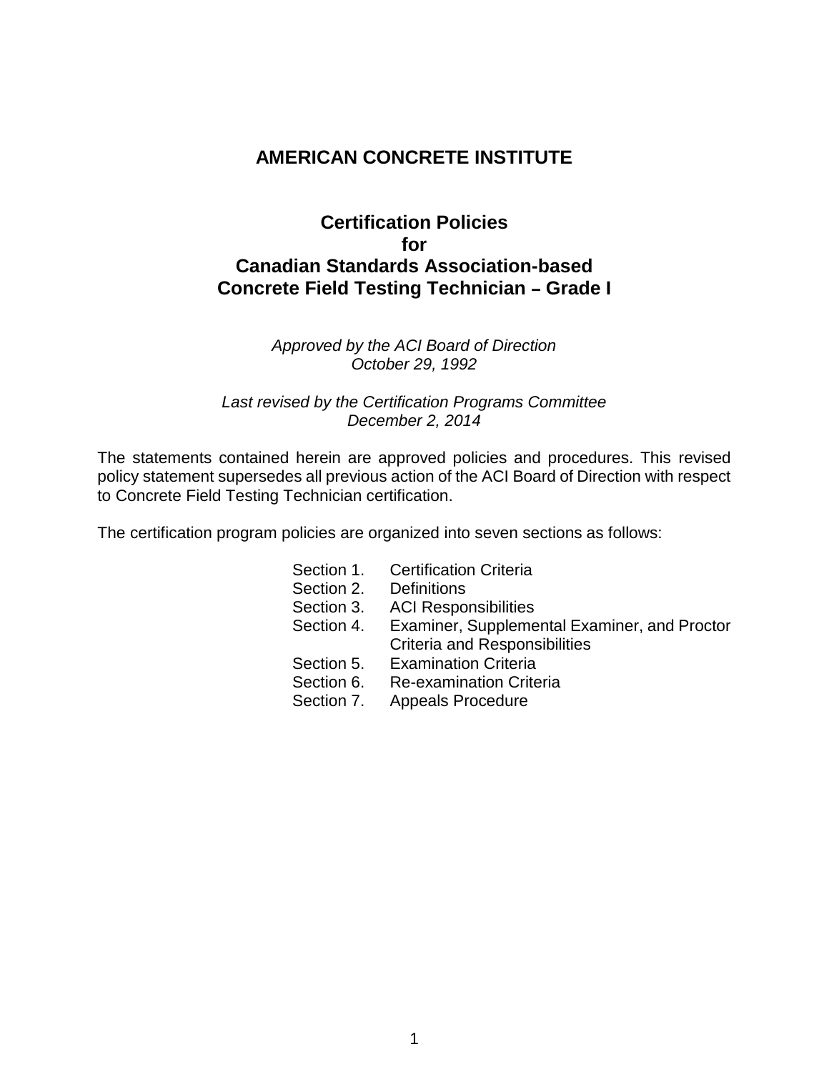# AMERICAN CONCRETE INSTITUTE

## Certification Policies for Canadian Standards Association-based Concrete Field Testing Technician – Grade I

*Approved by the ACI Board of Direction*
*October 29, 1992*

*Last revised by the Certification Programs Committee*
*December 2, 2014*

The statements contained herein are approved policies and procedures. This revised policy statement supersedes all previous action of the ACI Board of Direction with respect to Concrete Field Testing Technician certification.

The certification program policies are organized into seven sections as follows:

- Section 1. Certification Criteria
- Section 2. Definitions
- Section 3. ACI Responsibilities
- Section 4. Examiner, Supplemental Examiner, and Proctor Criteria and Responsibilities
- Section 5. Examination Criteria
- Section 6. Re-examination Criteria
- Section 7. Appeals Procedure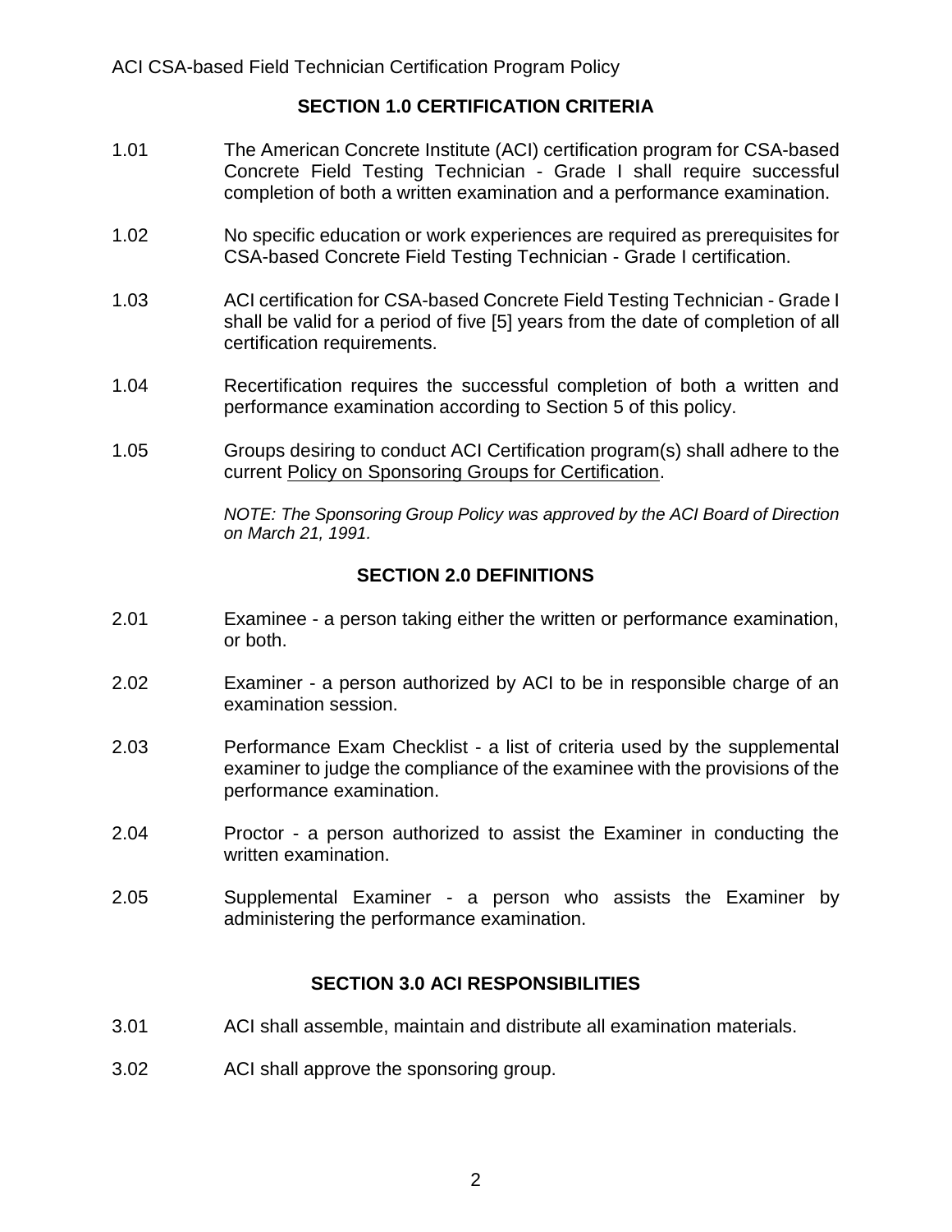## SECTION 1.0 CERTIFICATION CRITERIA

1.01 The American Concrete Institute (ACI) certification program for CSA-based Concrete Field Testing Technician - Grade I shall require successful completion of both a written examination and a performance examination.

1.02 No specific education or work experiences are required as prerequisites for CSA-based Concrete Field Testing Technician - Grade I certification.

1.03 ACI certification for CSA-based Concrete Field Testing Technician - Grade I shall be valid for a period of five [5] years from the date of completion of all certification requirements.

1.04 Recertification requires the successful completion of both a written and performance examination according to Section 5 of this policy.

1.05 Groups desiring to conduct ACI Certification program(s) shall adhere to the current Policy on Sponsoring Groups for Certification.

*NOTE: The Sponsoring Group Policy was approved by the ACI Board of Direction on March 21, 1991.*

## SECTION 2.0 DEFINITIONS

2.01 Examinee - a person taking either the written or performance examination, or both.

2.02 Examiner - a person authorized by ACI to be in responsible charge of an examination session.

2.03 Performance Exam Checklist - a list of criteria used by the supplemental examiner to judge the compliance of the examinee with the provisions of the performance examination.

2.04 Proctor - a person authorized to assist the Examiner in conducting the written examination.

2.05 Supplemental Examiner - a person who assists the Examiner by administering the performance examination.

## SECTION 3.0 ACI RESPONSIBILITIES

3.01 ACI shall assemble, maintain and distribute all examination materials.

3.02 ACI shall approve the sponsoring group.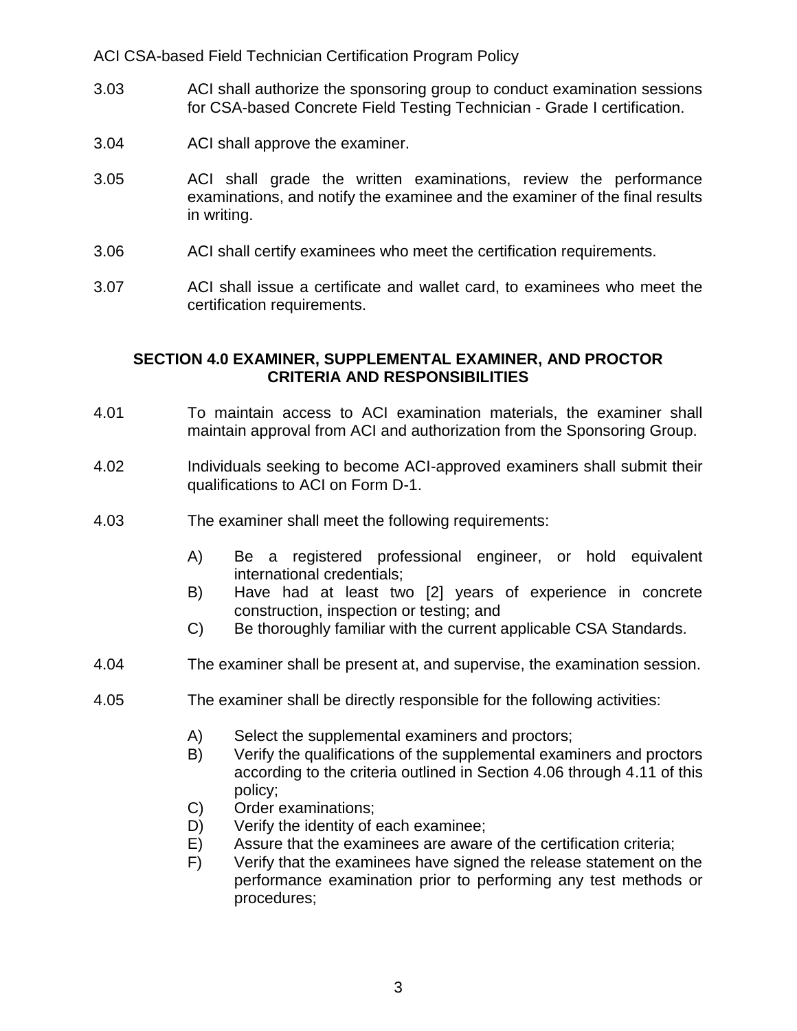3.03 ACI shall authorize the sponsoring group to conduct examination sessions for CSA-based Concrete Field Testing Technician - Grade I certification.

3.04 ACI shall approve the examiner.

3.05 ACI shall grade the written examinations, review the performance examinations, and notify the examinee and the examiner of the final results in writing.

3.06 ACI shall certify examinees who meet the certification requirements.

3.07 ACI shall issue a certificate and wallet card, to examinees who meet the certification requirements.

## SECTION 4.0 EXAMINER, SUPPLEMENTAL EXAMINER, AND PROCTOR CRITERIA AND RESPONSIBILITIES

4.01 To maintain access to ACI examination materials, the examiner shall maintain approval from ACI and authorization from the Sponsoring Group.

4.02 Individuals seeking to become ACI-approved examiners shall submit their qualifications to ACI on Form D-1.

4.03 The examiner shall meet the following requirements:

- A) Be a registered professional engineer, or hold equivalent international credentials;
- B) Have had at least two [2] years of experience in concrete construction, inspection or testing; and
- C) Be thoroughly familiar with the current applicable CSA Standards.

4.04 The examiner shall be present at, and supervise, the examination session.

4.05 The examiner shall be directly responsible for the following activities:

- A) Select the supplemental examiners and proctors;
- B) Verify the qualifications of the supplemental examiners and proctors according to the criteria outlined in Section 4.06 through 4.11 of this policy;
- C) Order examinations;
- D) Verify the identity of each examinee;
- E) Assure that the examinees are aware of the certification criteria;
- F) Verify that the examinees have signed the release statement on the performance examination prior to performing any test methods or procedures;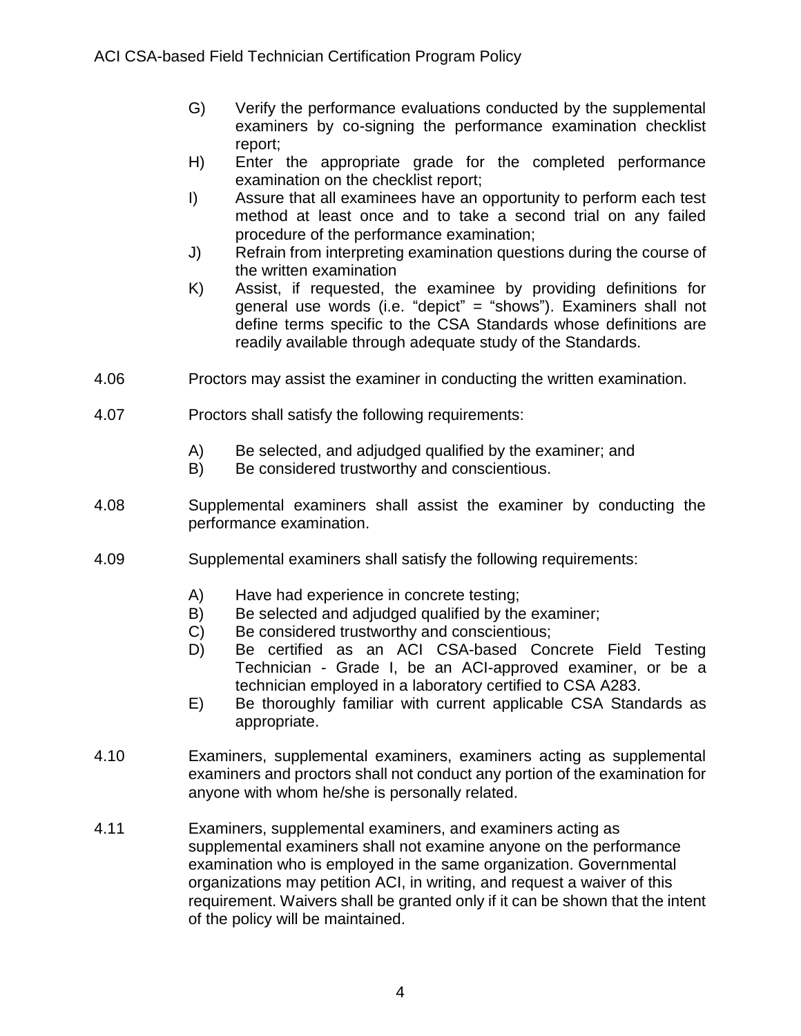G) Verify the performance evaluations conducted by the supplemental examiners by co-signing the performance examination checklist report;

H) Enter the appropriate grade for the completed performance examination on the checklist report;

I) Assure that all examinees have an opportunity to perform each test method at least once and to take a second trial on any failed procedure of the performance examination;

J) Refrain from interpreting examination questions during the course of the written examination

K) Assist, if requested, the examinee by providing definitions for general use words (i.e. "depict" = "shows"). Examiners shall not define terms specific to the CSA Standards whose definitions are readily available through adequate study of the Standards.

4.06 Proctors may assist the examiner in conducting the written examination.

4.07 Proctors shall satisfy the following requirements:

A) Be selected, and adjudged qualified by the examiner; and

B) Be considered trustworthy and conscientious.

4.08 Supplemental examiners shall assist the examiner by conducting the performance examination.

4.09 Supplemental examiners shall satisfy the following requirements:

A) Have had experience in concrete testing;

B) Be selected and adjudged qualified by the examiner;

C) Be considered trustworthy and conscientious;

D) Be certified as an ACI CSA-based Concrete Field Testing Technician - Grade I, be an ACI-approved examiner, or be a technician employed in a laboratory certified to CSA A283.

E) Be thoroughly familiar with current applicable CSA Standards as appropriate.

4.10 Examiners, supplemental examiners, examiners acting as supplemental examiners and proctors shall not conduct any portion of the examination for anyone with whom he/she is personally related.

4.11 Examiners, supplemental examiners, and examiners acting as supplemental examiners shall not examine anyone on the performance examination who is employed in the same organization. Governmental organizations may petition ACI, in writing, and request a waiver of this requirement. Waivers shall be granted only if it can be shown that the intent of the policy will be maintained.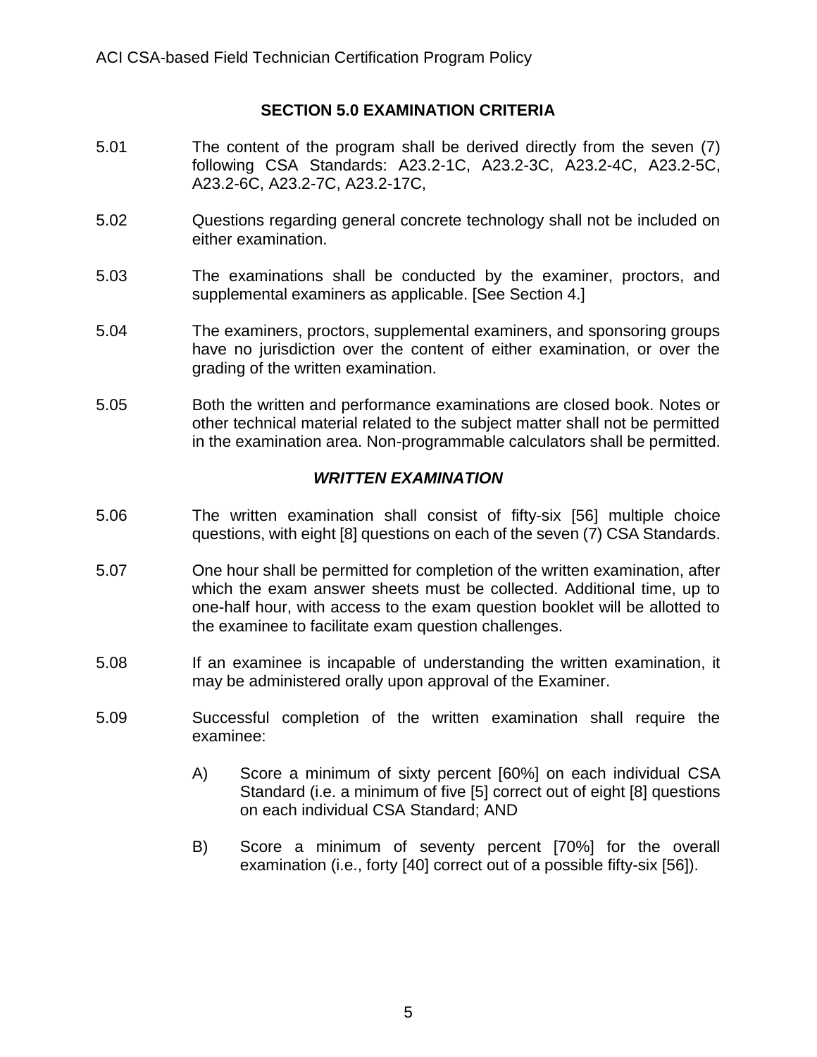## SECTION 5.0 EXAMINATION CRITERIA

5.01 The content of the program shall be derived directly from the seven (7) following CSA Standards: A23.2-1C, A23.2-3C, A23.2-4C, A23.2-5C, A23.2-6C, A23.2-7C, A23.2-17C,

5.02 Questions regarding general concrete technology shall not be included on either examination.

5.03 The examinations shall be conducted by the examiner, proctors, and supplemental examiners as applicable. [See Section 4.]

5.04 The examiners, proctors, supplemental examiners, and sponsoring groups have no jurisdiction over the content of either examination, or over the grading of the written examination.

5.05 Both the written and performance examinations are closed book. Notes or other technical material related to the subject matter shall not be permitted in the examination area. Non-programmable calculators shall be permitted.

### *WRITTEN EXAMINATION*

5.06 The written examination shall consist of fifty-six [56] multiple choice questions, with eight [8] questions on each of the seven (7) CSA Standards.

5.07 One hour shall be permitted for completion of the written examination, after which the exam answer sheets must be collected. Additional time, up to one-half hour, with access to the exam question booklet will be allotted to the examinee to facilitate exam question challenges.

5.08 If an examinee is incapable of understanding the written examination, it may be administered orally upon approval of the Examiner.

5.09 Successful completion of the written examination shall require the examinee:

A) Score a minimum of sixty percent [60%] on each individual CSA Standard (i.e. a minimum of five [5] correct out of eight [8] questions on each individual CSA Standard; AND

B) Score a minimum of seventy percent [70%] for the overall examination (i.e., forty [40] correct out of a possible fifty-six [56]).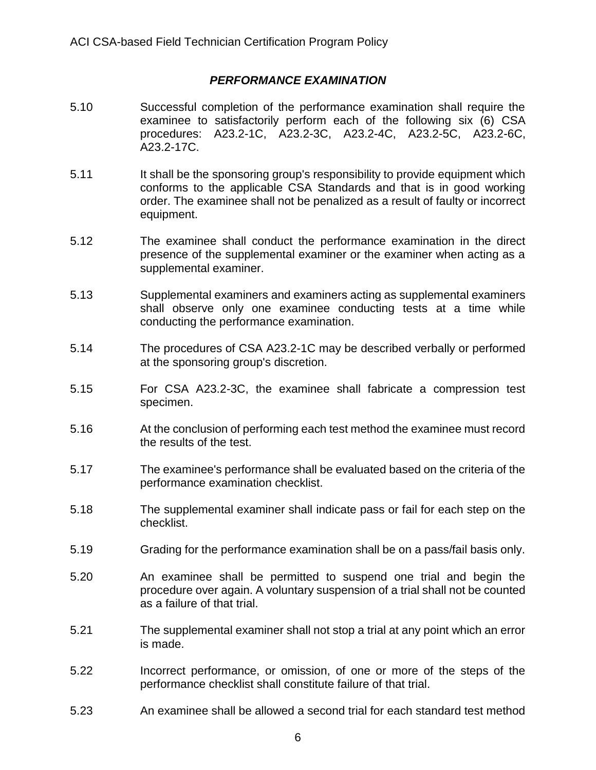### *PERFORMANCE EXAMINATION*

5.10 Successful completion of the performance examination shall require the examinee to satisfactorily perform each of the following six (6) CSA procedures: A23.2-1C, A23.2-3C, A23.2-4C, A23.2-5C, A23.2-6C, A23.2-17C.

5.11 It shall be the sponsoring group's responsibility to provide equipment which conforms to the applicable CSA Standards and that is in good working order. The examinee shall not be penalized as a result of faulty or incorrect equipment.

5.12 The examinee shall conduct the performance examination in the direct presence of the supplemental examiner or the examiner when acting as a supplemental examiner.

5.13 Supplemental examiners and examiners acting as supplemental examiners shall observe only one examinee conducting tests at a time while conducting the performance examination.

5.14 The procedures of CSA A23.2-1C may be described verbally or performed at the sponsoring group's discretion.

5.15 For CSA A23.2-3C, the examinee shall fabricate a compression test specimen.

5.16 At the conclusion of performing each test method the examinee must record the results of the test.

5.17 The examinee's performance shall be evaluated based on the criteria of the performance examination checklist.

5.18 The supplemental examiner shall indicate pass or fail for each step on the checklist.

5.19 Grading for the performance examination shall be on a pass/fail basis only.

5.20 An examinee shall be permitted to suspend one trial and begin the procedure over again. A voluntary suspension of a trial shall not be counted as a failure of that trial.

5.21 The supplemental examiner shall not stop a trial at any point which an error is made.

5.22 Incorrect performance, or omission, of one or more of the steps of the performance checklist shall constitute failure of that trial.

5.23 An examinee shall be allowed a second trial for each standard test method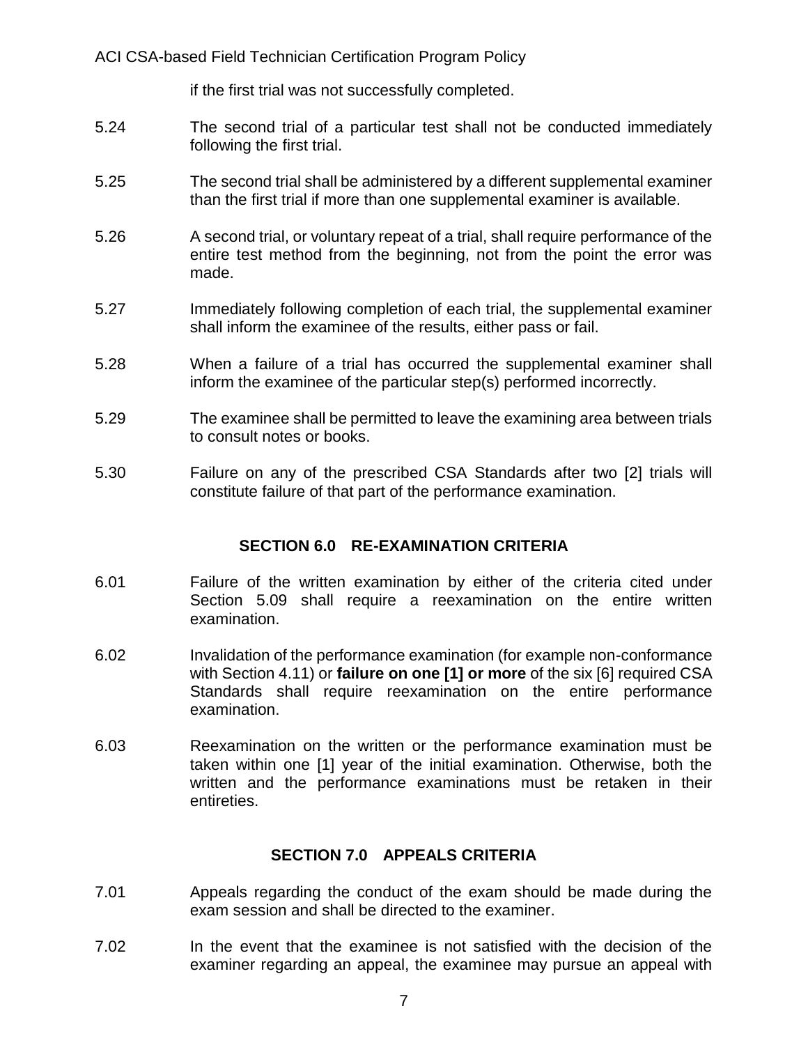if the first trial was not successfully completed.

5.24 The second trial of a particular test shall not be conducted immediately following the first trial.

5.25 The second trial shall be administered by a different supplemental examiner than the first trial if more than one supplemental examiner is available.

5.26 A second trial, or voluntary repeat of a trial, shall require performance of the entire test method from the beginning, not from the point the error was made.

5.27 Immediately following completion of each trial, the supplemental examiner shall inform the examinee of the results, either pass or fail.

5.28 When a failure of a trial has occurred the supplemental examiner shall inform the examinee of the particular step(s) performed incorrectly.

5.29 The examinee shall be permitted to leave the examining area between trials to consult notes or books.

5.30 Failure on any of the prescribed CSA Standards after two [2] trials will constitute failure of that part of the performance examination.

## SECTION 6.0 RE-EXAMINATION CRITERIA

6.01 Failure of the written examination by either of the criteria cited under Section 5.09 shall require a reexamination on the entire written examination.

6.02 Invalidation of the performance examination (for example non-conformance with Section 4.11) or **failure on one [1] or more** of the six [6] required CSA Standards shall require reexamination on the entire performance examination.

6.03 Reexamination on the written or the performance examination must be taken within one [1] year of the initial examination. Otherwise, both the written and the performance examinations must be retaken in their entireties.

## SECTION 7.0 APPEALS CRITERIA

7.01 Appeals regarding the conduct of the exam should be made during the exam session and shall be directed to the examiner.

7.02 In the event that the examinee is not satisfied with the decision of the examiner regarding an appeal, the examinee may pursue an appeal with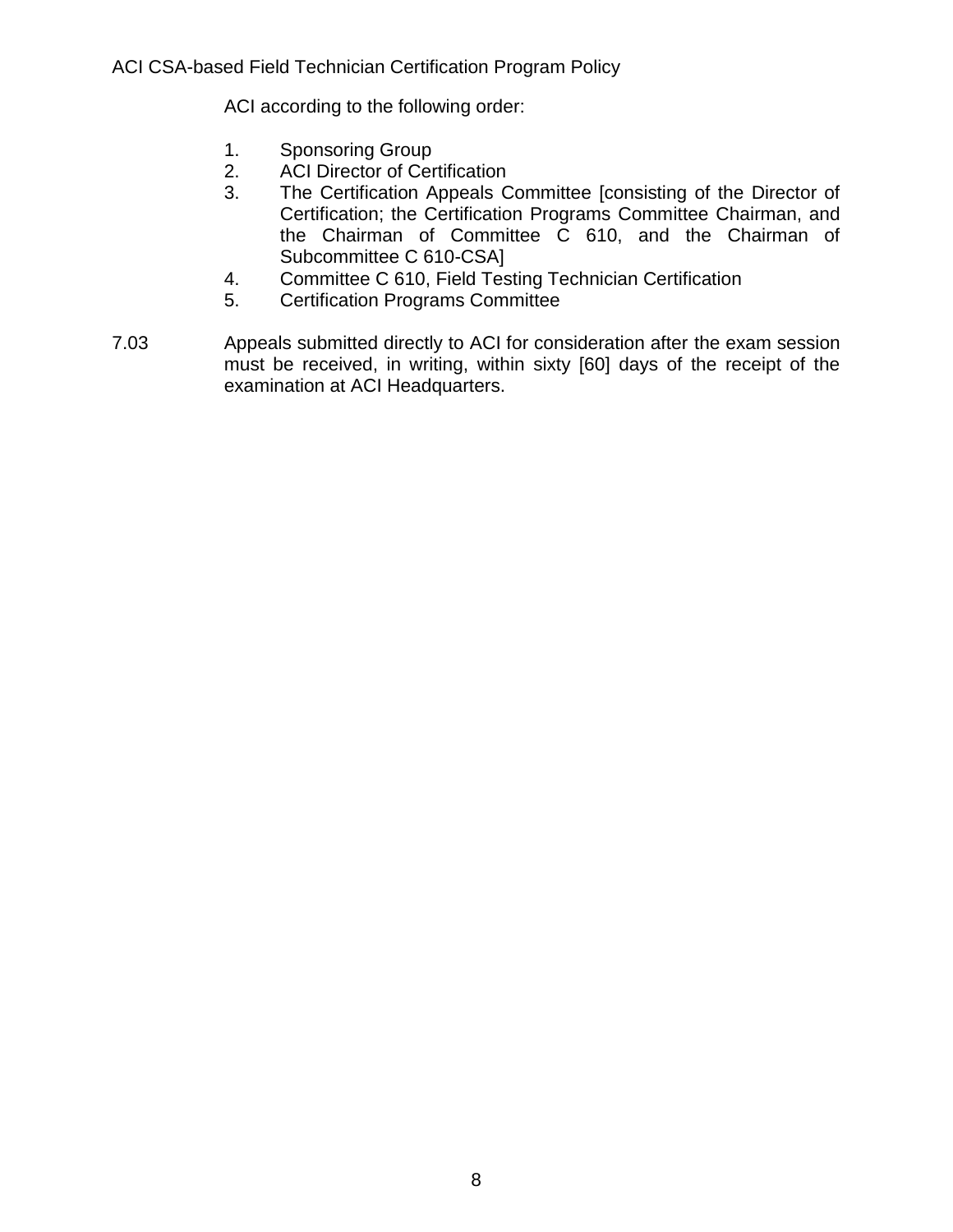ACI according to the following order:

1. Sponsoring Group
2. ACI Director of Certification
3. The Certification Appeals Committee [consisting of the Director of Certification; the Certification Programs Committee Chairman, and the Chairman of Committee C 610, and the Chairman of Subcommittee C 610-CSA]
4. Committee C 610, Field Testing Technician Certification
5. Certification Programs Committee

7.03 Appeals submitted directly to ACI for consideration after the exam session must be received, in writing, within sixty [60] days of the receipt of the examination at ACI Headquarters.